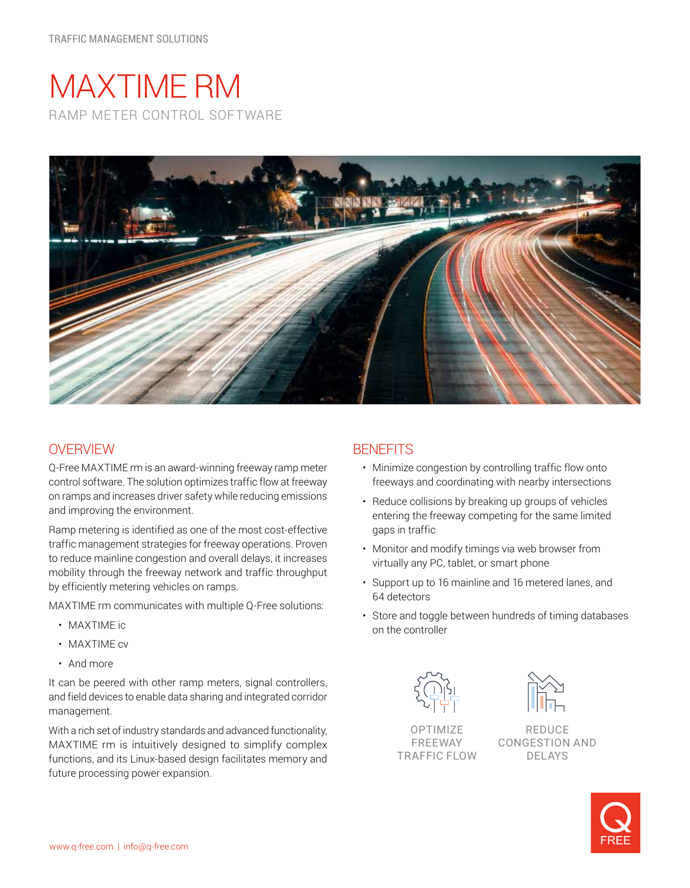TRAFFIC MANAGEMENT SOLUTIONS

# MAXTIME RM

RAMP METER CONTROL SOFTWARE

## OVERVIEW

Q-Free MAXTIME rm is an award-winning freeway ramp meter control software. The solution optimizes traffic flow at freeway on ramps and increases driver safety while reducing emissions and improving the environment.

Ramp metering is identified as one of the most cost-effective traffic management strategies for freeway operations. Proven to reduce mainline congestion and overall delays, it increases mobility through the freeway network and traffic throughput by efficiently metering vehicles on ramps.

MAXTIME rm communicates with multiple Q-Free solutions:

- MAXTIME ic
- MAXTIME cv
- And more

It can be peered with other ramp meters, signal controllers, and field devices to enable data sharing and integrated corridor management.

With a rich set of industry standards and advanced functionality, MAXTIME rm is intuitively designed to simplify complex functions, and its Linux-based design facilitates memory and future processing power expansion.

## BENEFITS

- Minimize congestion by controlling traffic flow onto freeways and coordinating with nearby intersections
- Reduce collisions by breaking up groups of vehicles entering the freeway competing for the same limited gaps in traffic
- Monitor and modify timings via web browser from virtually any PC, tablet, or smart phone
- Support up to 16 mainline and 16 metered lanes, and 64 detectors
- Store and toggle between hundreds of timing databases on the controller

OPTIMIZE FREEWAY TRAFFIC FLOW

REDUCE CONGESTION AND DELAYS

www.q-free.com | info@q-free.com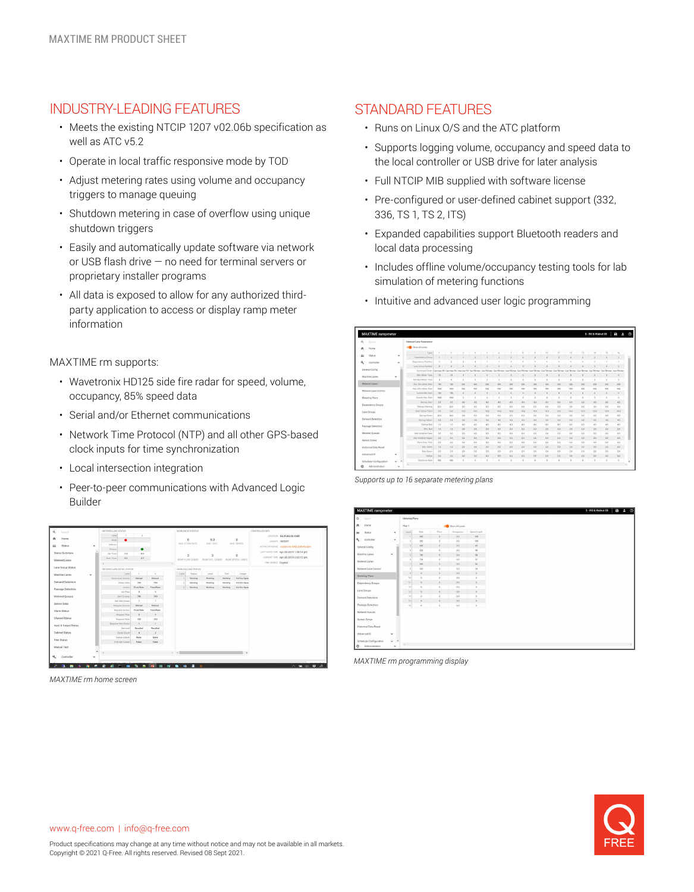## INDUSTRY-LEADING FEATURES

- Meets the existing NTCIP 1207 v02.06b specification as well as ATC v5.2
- Operate in local traffic responsive mode by TOD
- Adjust metering rates using volume and occupancy triggers to manage queuing
- Shutdown metering in case of overflow using unique shutdown triggers
- Easily and automatically update software via network or USB flash drive — no need for terminal servers or proprietary installer programs
- All data is exposed to allow for any authorized third-party application to access or display ramp meter information

MAXTIME rm supports:

- Wavetronix HD125 side fire radar for speed, volume, occupancy, 85% speed data
- Serial and/or Ethernet communications
- Network Time Protocol (NTP) and all other GPS-based clock inputs for time synchronization
- Local intersection integration
- Peer-to-peer communications with Advanced Logic Builder

*MAXTIME rm home screen*

## STANDARD FEATURES

- Runs on Linux O/S and the ATC platform
- Supports logging volume, occupancy and speed data to the local controller or USB drive for later analysis
- Full NTCIP MIB supplied with software license
- Pre-configured or user-defined cabinet support (332, 336, TS 1, TS 2, ITS)
- Expanded capabilities support Bluetooth readers and local data processing
- Includes offline volume/occupancy testing tools for lab simulation of metering functions
- Intuitive and advanced user logic programming

*Supports up to 16 separate metering plans*

*MAXTIME rm programming display*

www.q-free.com | info@q-free.com

Product specifications may change at any time without notice and may not be available in all markets.
Copyright © 2021 Q-Free. All rights reserved. Revised 08 Sept 2021.